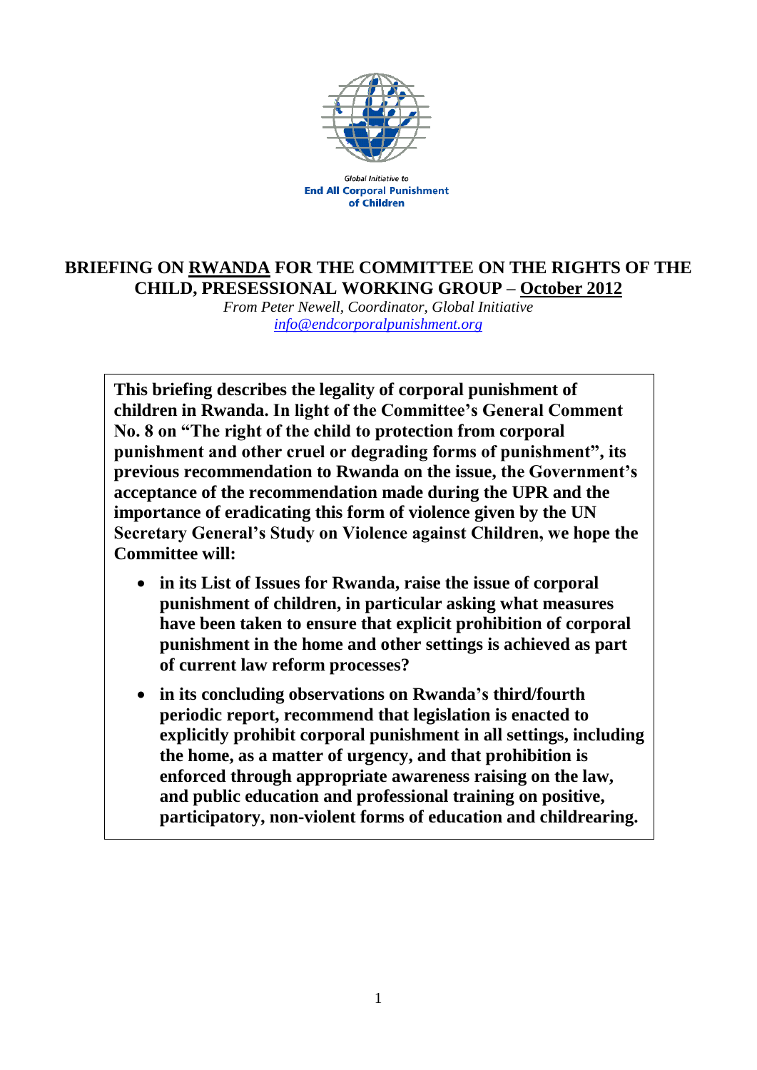Global Initiative to
**End All Corporal Punishment of Children**

# BRIEFING ON RWANDA FOR THE COMMITTEE ON THE RIGHTS OF THE CHILD, PRESESSIONAL WORKING GROUP – October 2012

*From Peter Newell, Coordinator, Global Initiative*
*info@endcorporalpunishment.org*

**This briefing describes the legality of corporal punishment of children in Rwanda. In light of the Committee's General Comment No. 8 on "The right of the child to protection from corporal punishment and other cruel or degrading forms of punishment", its previous recommendation to Rwanda on the issue, the Government's acceptance of the recommendation made during the UPR and the importance of eradicating this form of violence given by the UN Secretary General's Study on Violence against Children, we hope the Committee will:**

- **in its List of Issues for Rwanda, raise the issue of corporal punishment of children, in particular asking what measures have been taken to ensure that explicit prohibition of corporal punishment in the home and other settings is achieved as part of current law reform processes?**
- **in its concluding observations on Rwanda's third/fourth periodic report, recommend that legislation is enacted to explicitly prohibit corporal punishment in all settings, including the home, as a matter of urgency, and that prohibition is enforced through appropriate awareness raising on the law, and public education and professional training on positive, participatory, non-violent forms of education and childrearing.**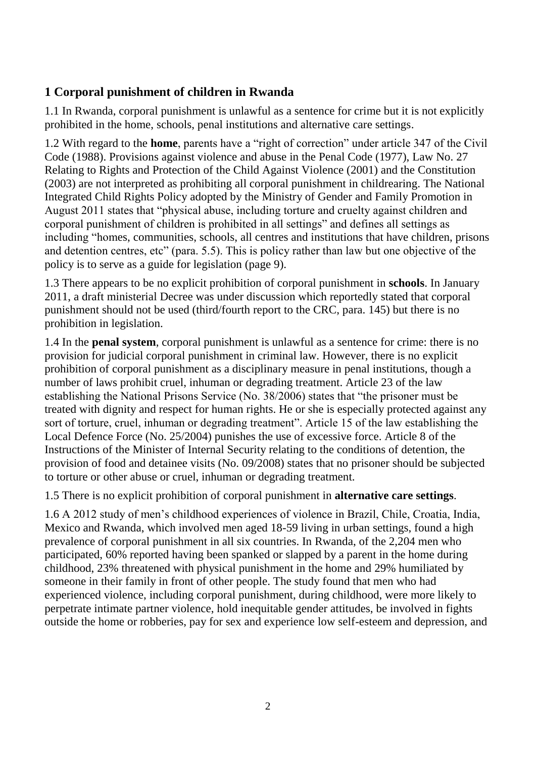## 1 Corporal punishment of children in Rwanda

1.1 In Rwanda, corporal punishment is unlawful as a sentence for crime but it is not explicitly prohibited in the home, schools, penal institutions and alternative care settings.

1.2 With regard to the **home**, parents have a "right of correction" under article 347 of the Civil Code (1988). Provisions against violence and abuse in the Penal Code (1977), Law No. 27 Relating to Rights and Protection of the Child Against Violence (2001) and the Constitution (2003) are not interpreted as prohibiting all corporal punishment in childrearing. The National Integrated Child Rights Policy adopted by the Ministry of Gender and Family Promotion in August 2011 states that "physical abuse, including torture and cruelty against children and corporal punishment of children is prohibited in all settings" and defines all settings as including "homes, communities, schools, all centres and institutions that have children, prisons and detention centres, etc" (para. 5.5). This is policy rather than law but one objective of the policy is to serve as a guide for legislation (page 9).

1.3 There appears to be no explicit prohibition of corporal punishment in **schools**. In January 2011, a draft ministerial Decree was under discussion which reportedly stated that corporal punishment should not be used (third/fourth report to the CRC, para. 145) but there is no prohibition in legislation.

1.4 In the **penal system**, corporal punishment is unlawful as a sentence for crime: there is no provision for judicial corporal punishment in criminal law. However, there is no explicit prohibition of corporal punishment as a disciplinary measure in penal institutions, though a number of laws prohibit cruel, inhuman or degrading treatment. Article 23 of the law establishing the National Prisons Service (No. 38/2006) states that "the prisoner must be treated with dignity and respect for human rights. He or she is especially protected against any sort of torture, cruel, inhuman or degrading treatment". Article 15 of the law establishing the Local Defence Force (No. 25/2004) punishes the use of excessive force. Article 8 of the Instructions of the Minister of Internal Security relating to the conditions of detention, the provision of food and detainee visits (No. 09/2008) states that no prisoner should be subjected to torture or other abuse or cruel, inhuman or degrading treatment.

1.5 There is no explicit prohibition of corporal punishment in **alternative care settings**.

1.6 A 2012 study of men's childhood experiences of violence in Brazil, Chile, Croatia, India, Mexico and Rwanda, which involved men aged 18-59 living in urban settings, found a high prevalence of corporal punishment in all six countries. In Rwanda, of the 2,204 men who participated, 60% reported having been spanked or slapped by a parent in the home during childhood, 23% threatened with physical punishment in the home and 29% humiliated by someone in their family in front of other people. The study found that men who had experienced violence, including corporal punishment, during childhood, were more likely to perpetrate intimate partner violence, hold inequitable gender attitudes, be involved in fights outside the home or robberies, pay for sex and experience low self-esteem and depression, and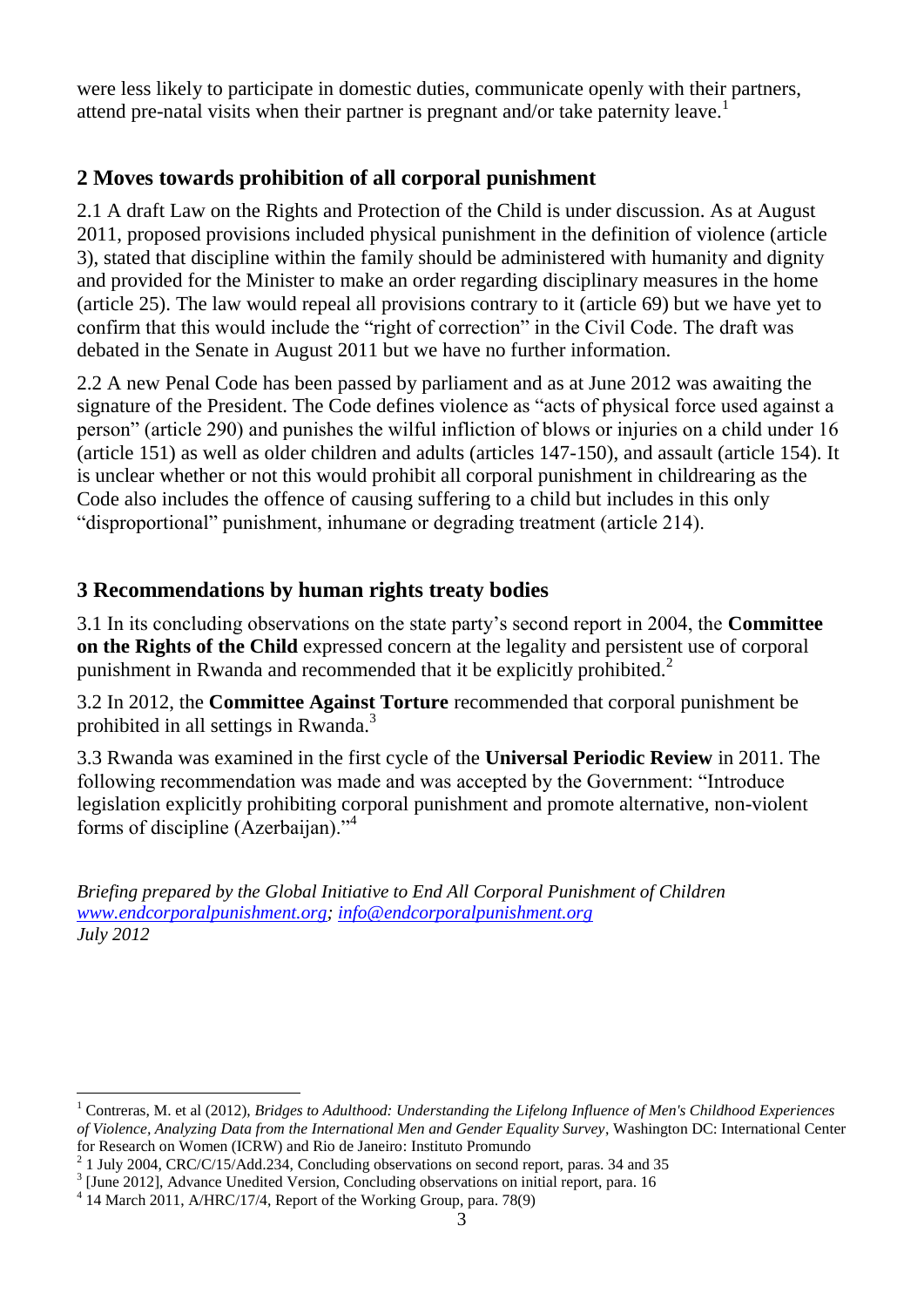were less likely to participate in domestic duties, communicate openly with their partners, attend pre-natal visits when their partner is pregnant and/or take paternity leave.[1]

## 2 Moves towards prohibition of all corporal punishment

2.1 A draft Law on the Rights and Protection of the Child is under discussion. As at August 2011, proposed provisions included physical punishment in the definition of violence (article 3), stated that discipline within the family should be administered with humanity and dignity and provided for the Minister to make an order regarding disciplinary measures in the home (article 25). The law would repeal all provisions contrary to it (article 69) but we have yet to confirm that this would include the "right of correction" in the Civil Code. The draft was debated in the Senate in August 2011 but we have no further information.

2.2 A new Penal Code has been passed by parliament and as at June 2012 was awaiting the signature of the President. The Code defines violence as "acts of physical force used against a person" (article 290) and punishes the wilful infliction of blows or injuries on a child under 16 (article 151) as well as older children and adults (articles 147-150), and assault (article 154). It is unclear whether or not this would prohibit all corporal punishment in childrearing as the Code also includes the offence of causing suffering to a child but includes in this only "disproportional" punishment, inhumane or degrading treatment (article 214).

## 3 Recommendations by human rights treaty bodies

3.1 In its concluding observations on the state party's second report in 2004, the **Committee on the Rights of the Child** expressed concern at the legality and persistent use of corporal punishment in Rwanda and recommended that it be explicitly prohibited.[2]

3.2 In 2012, the **Committee Against Torture** recommended that corporal punishment be prohibited in all settings in Rwanda.[3]

3.3 Rwanda was examined in the first cycle of the **Universal Periodic Review** in 2011. The following recommendation was made and was accepted by the Government: "Introduce legislation explicitly prohibiting corporal punishment and promote alternative, non-violent forms of discipline (Azerbaijan)."[4]

*Briefing prepared by the Global Initiative to End All Corporal Punishment of Children*
*www.endcorporalpunishment.org; info@endcorporalpunishment.org*
*July 2012*

---

[1] Contreras, M. et al (2012), *Bridges to Adulthood: Understanding the Lifelong Influence of Men's Childhood Experiences of Violence, Analyzing Data from the International Men and Gender Equality Survey*, Washington DC: International Center for Research on Women (ICRW) and Rio de Janeiro: Instituto Promundo

[2] 1 July 2004, CRC/C/15/Add.234, Concluding observations on second report, paras. 34 and 35

[3] [June 2012], Advance Unedited Version, Concluding observations on initial report, para. 16

[4] 14 March 2011, A/HRC/17/4, Report of the Working Group, para. 78(9)